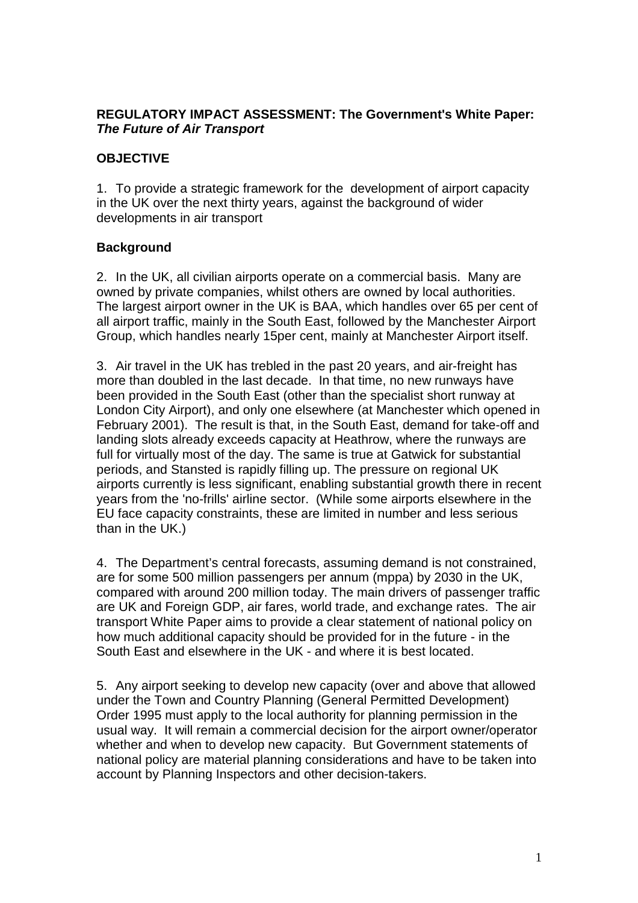**REGULATORY IMPACT ASSESSMENT: The Government's White Paper: *The Future of Air Transport***

**OBJECTIVE**

1. To provide a strategic framework for the development of airport capacity in the UK over the next thirty years, against the background of wider developments in air transport

**Background**

2. In the UK, all civilian airports operate on a commercial basis. Many are owned by private companies, whilst others are owned by local authorities. The largest airport owner in the UK is BAA, which handles over 65 per cent of all airport traffic, mainly in the South East, followed by the Manchester Airport Group, which handles nearly 15per cent, mainly at Manchester Airport itself.

3. Air travel in the UK has trebled in the past 20 years, and air-freight has more than doubled in the last decade. In that time, no new runways have been provided in the South East (other than the specialist short runway at London City Airport), and only one elsewhere (at Manchester which opened in February 2001). The result is that, in the South East, demand for take-off and landing slots already exceeds capacity at Heathrow, where the runways are full for virtually most of the day. The same is true at Gatwick for substantial periods, and Stansted is rapidly filling up. The pressure on regional UK airports currently is less significant, enabling substantial growth there in recent years from the 'no-frills' airline sector. (While some airports elsewhere in the EU face capacity constraints, these are limited in number and less serious than in the UK.)

4. The Department's central forecasts, assuming demand is not constrained, are for some 500 million passengers per annum (mppa) by 2030 in the UK, compared with around 200 million today. The main drivers of passenger traffic are UK and Foreign GDP, air fares, world trade, and exchange rates. The air transport White Paper aims to provide a clear statement of national policy on how much additional capacity should be provided for in the future - in the South East and elsewhere in the UK - and where it is best located.

5. Any airport seeking to develop new capacity (over and above that allowed under the Town and Country Planning (General Permitted Development) Order 1995 must apply to the local authority for planning permission in the usual way. It will remain a commercial decision for the airport owner/operator whether and when to develop new capacity. But Government statements of national policy are material planning considerations and have to be taken into account by Planning Inspectors and other decision-takers.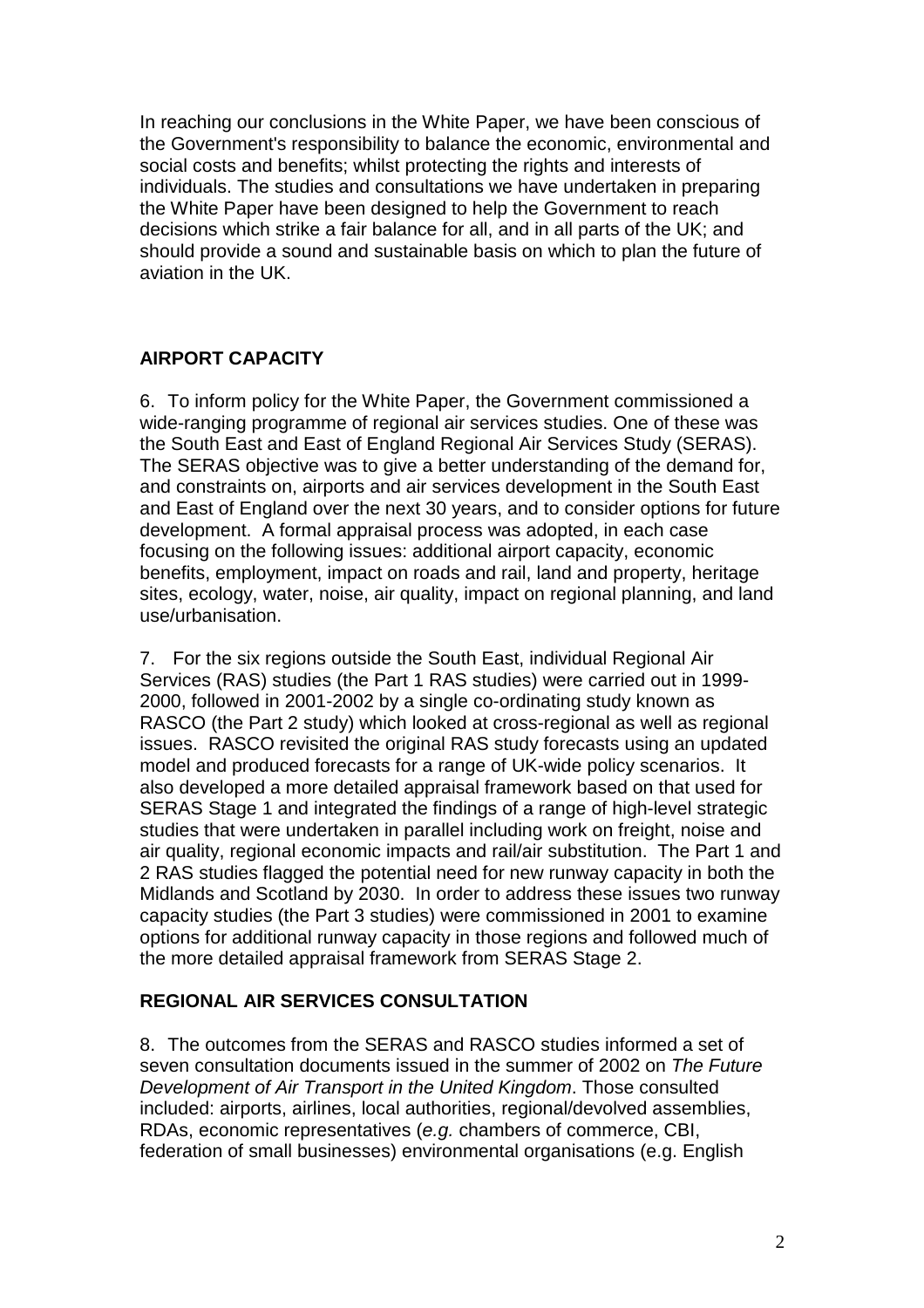In reaching our conclusions in the White Paper, we have been conscious of the Government's responsibility to balance the economic, environmental and social costs and benefits; whilst protecting the rights and interests of individuals. The studies and consultations we have undertaken in preparing the White Paper have been designed to help the Government to reach decisions which strike a fair balance for all, and in all parts of the UK; and should provide a sound and sustainable basis on which to plan the future of aviation in the UK.

## AIRPORT CAPACITY

6. To inform policy for the White Paper, the Government commissioned a wide-ranging programme of regional air services studies. One of these was the South East and East of England Regional Air Services Study (SERAS). The SERAS objective was to give a better understanding of the demand for, and constraints on, airports and air services development in the South East and East of England over the next 30 years, and to consider options for future development. A formal appraisal process was adopted, in each case focusing on the following issues: additional airport capacity, economic benefits, employment, impact on roads and rail, land and property, heritage sites, ecology, water, noise, air quality, impact on regional planning, and land use/urbanisation.

7. For the six regions outside the South East, individual Regional Air Services (RAS) studies (the Part 1 RAS studies) were carried out in 1999-2000, followed in 2001-2002 by a single co-ordinating study known as RASCO (the Part 2 study) which looked at cross-regional as well as regional issues. RASCO revisited the original RAS study forecasts using an updated model and produced forecasts for a range of UK-wide policy scenarios. It also developed a more detailed appraisal framework based on that used for SERAS Stage 1 and integrated the findings of a range of high-level strategic studies that were undertaken in parallel including work on freight, noise and air quality, regional economic impacts and rail/air substitution. The Part 1 and 2 RAS studies flagged the potential need for new runway capacity in both the Midlands and Scotland by 2030. In order to address these issues two runway capacity studies (the Part 3 studies) were commissioned in 2001 to examine options for additional runway capacity in those regions and followed much of the more detailed appraisal framework from SERAS Stage 2.

## REGIONAL AIR SERVICES CONSULTATION

8. The outcomes from the SERAS and RASCO studies informed a set of seven consultation documents issued in the summer of 2002 on *The Future Development of Air Transport in the United Kingdom*. Those consulted included: airports, airlines, local authorities, regional/devolved assemblies, RDAs, economic representatives (*e.g.* chambers of commerce, CBI, federation of small businesses) environmental organisations (e.g. English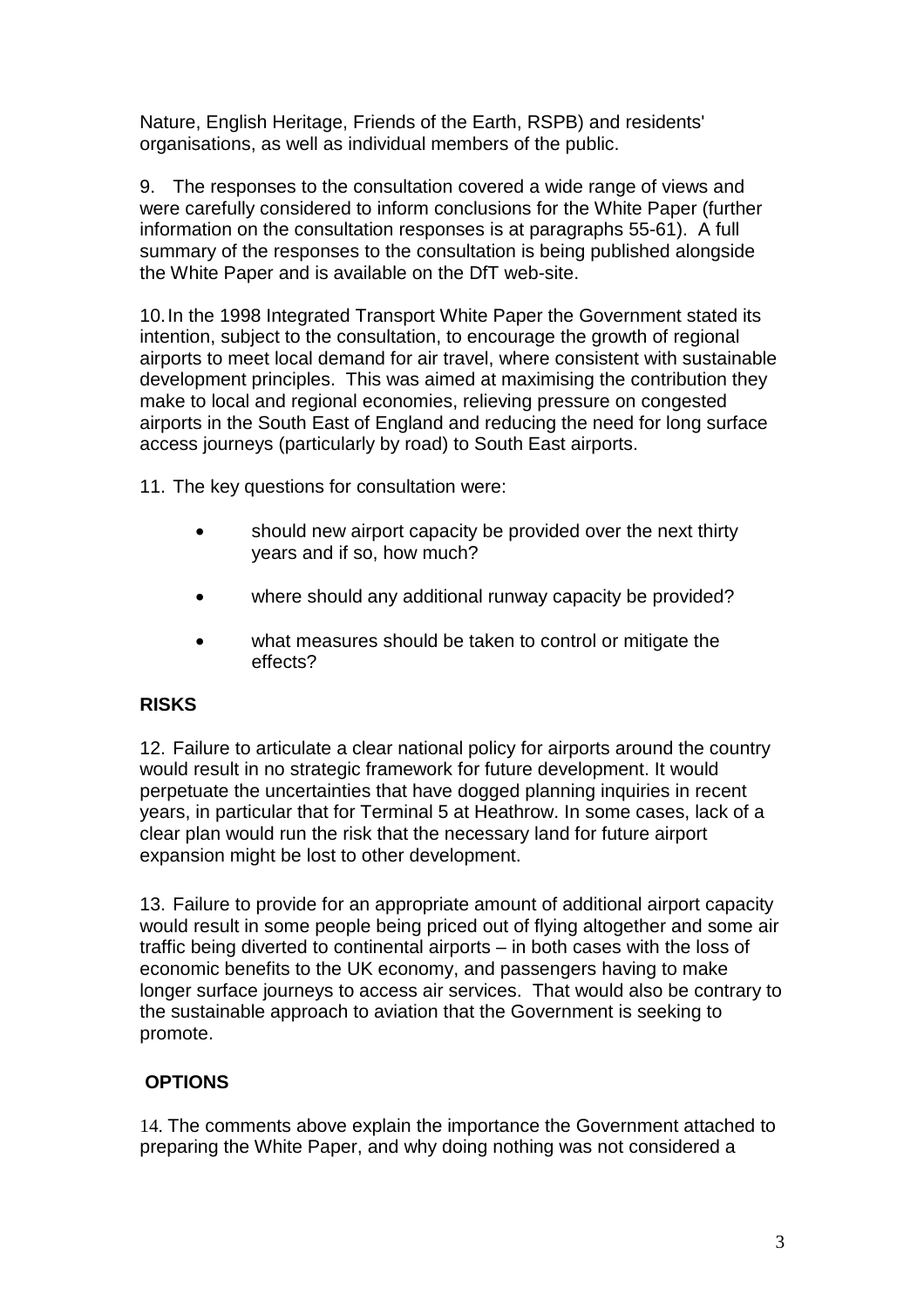Nature, English Heritage, Friends of the Earth, RSPB) and residents' organisations, as well as individual members of the public.

9. The responses to the consultation covered a wide range of views and were carefully considered to inform conclusions for the White Paper (further information on the consultation responses is at paragraphs 55-61). A full summary of the responses to the consultation is being published alongside the White Paper and is available on the DfT web-site.

10. In the 1998 Integrated Transport White Paper the Government stated its intention, subject to the consultation, to encourage the growth of regional airports to meet local demand for air travel, where consistent with sustainable development principles. This was aimed at maximising the contribution they make to local and regional economies, relieving pressure on congested airports in the South East of England and reducing the need for long surface access journeys (particularly by road) to South East airports.

11. The key questions for consultation were:

- should new airport capacity be provided over the next thirty years and if so, how much?
- where should any additional runway capacity be provided?
- what measures should be taken to control or mitigate the effects?

**RISKS**

12. Failure to articulate a clear national policy for airports around the country would result in no strategic framework for future development. It would perpetuate the uncertainties that have dogged planning inquiries in recent years, in particular that for Terminal 5 at Heathrow. In some cases, lack of a clear plan would run the risk that the necessary land for future airport expansion might be lost to other development.

13. Failure to provide for an appropriate amount of additional airport capacity would result in some people being priced out of flying altogether and some air traffic being diverted to continental airports – in both cases with the loss of economic benefits to the UK economy, and passengers having to make longer surface journeys to access air services. That would also be contrary to the sustainable approach to aviation that the Government is seeking to promote.

**OPTIONS**

14. The comments above explain the importance the Government attached to preparing the White Paper, and why doing nothing was not considered a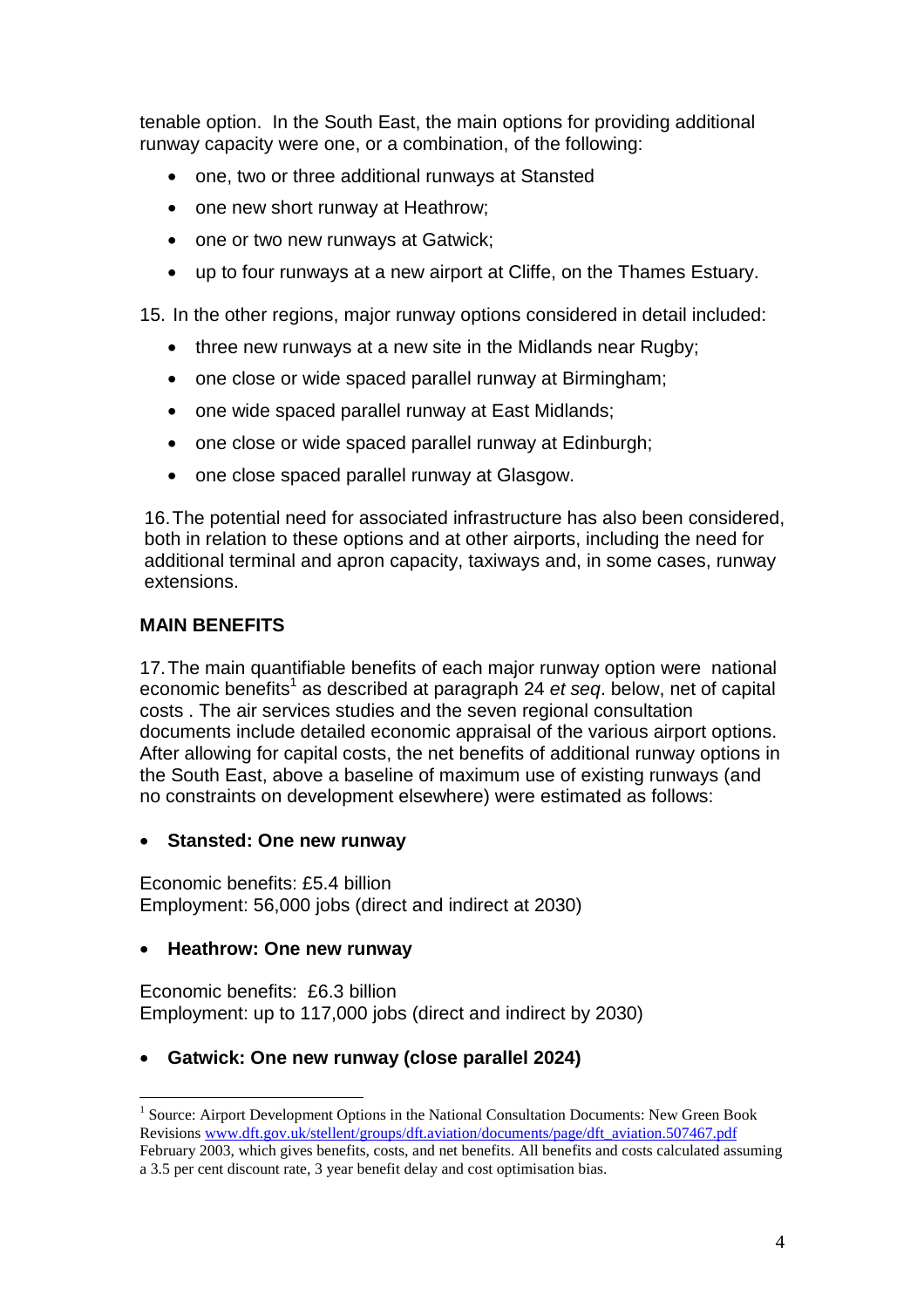tenable option. In the South East, the main options for providing additional runway capacity were one, or a combination, of the following:

- one, two or three additional runways at Stansted
- one new short runway at Heathrow;
- one or two new runways at Gatwick;
- up to four runways at a new airport at Cliffe, on the Thames Estuary.

15. In the other regions, major runway options considered in detail included:

- three new runways at a new site in the Midlands near Rugby;
- one close or wide spaced parallel runway at Birmingham;
- one wide spaced parallel runway at East Midlands;
- one close or wide spaced parallel runway at Edinburgh;
- one close spaced parallel runway at Glasgow.

16. The potential need for associated infrastructure has also been considered, both in relation to these options and at other airports, including the need for additional terminal and apron capacity, taxiways and, in some cases, runway extensions.

**MAIN BENEFITS**

17. The main quantifiable benefits of each major runway option were national economic benefits[1] as described at paragraph 24 *et seq*. below, net of capital costs . The air services studies and the seven regional consultation documents include detailed economic appraisal of the various airport options. After allowing for capital costs, the net benefits of additional runway options in the South East, above a baseline of maximum use of existing runways (and no constraints on development elsewhere) were estimated as follows:

- **Stansted: One new runway**

Economic benefits: £5.4 billion
Employment: 56,000 jobs (direct and indirect at 2030)

- **Heathrow: One new runway**

Economic benefits: £6.3 billion
Employment: up to 117,000 jobs (direct and indirect by 2030)

- **Gatwick: One new runway (close parallel 2024)**

[1] Source: Airport Development Options in the National Consultation Documents: New Green Book Revisions www.dft.gov.uk/stellent/groups/dft.aviation/documents/page/dft_aviation.507467.pdf February 2003, which gives benefits, costs, and net benefits. All benefits and costs calculated assuming a 3.5 per cent discount rate, 3 year benefit delay and cost optimisation bias.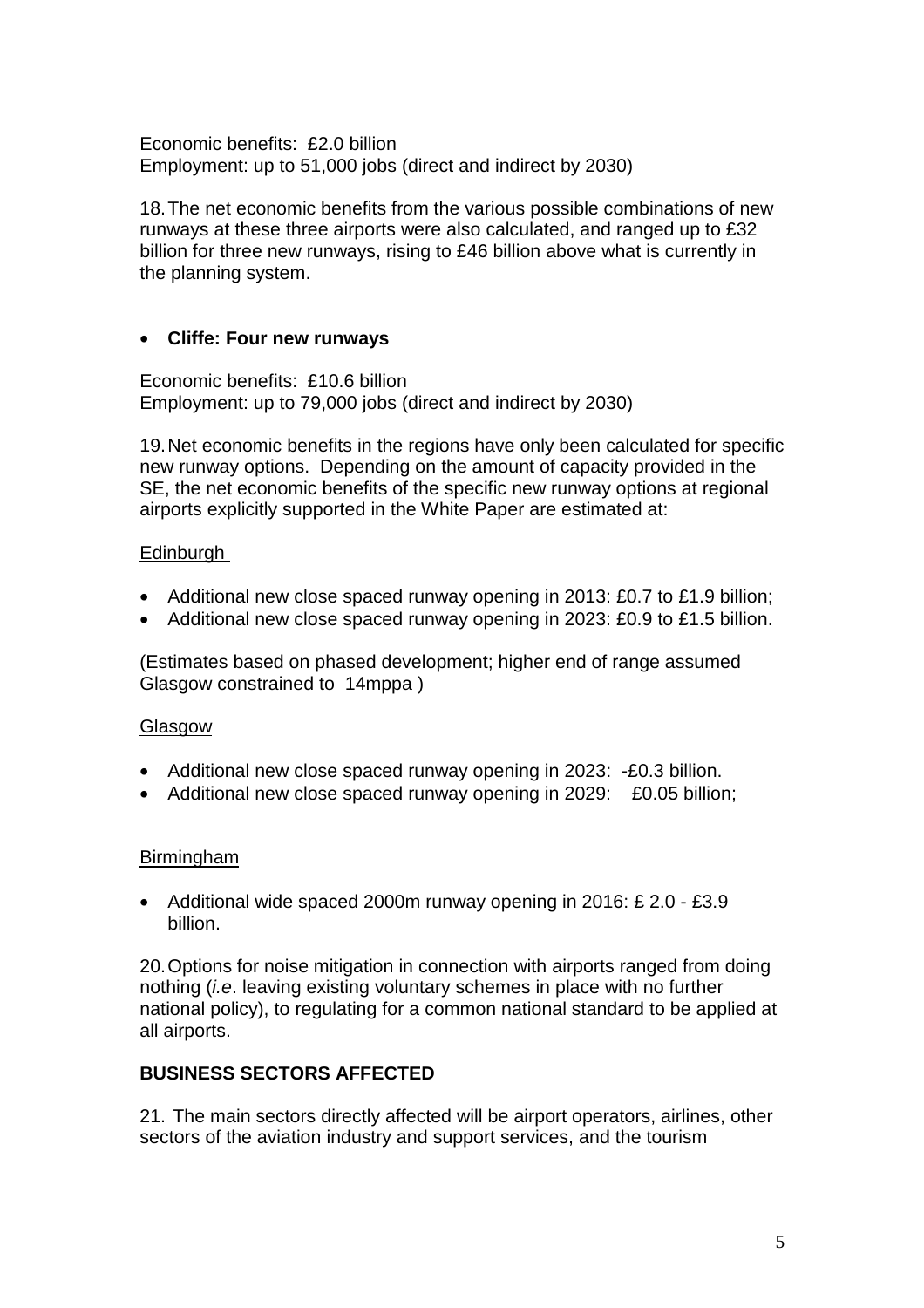Economic benefits: £2.0 billion
Employment: up to 51,000 jobs (direct and indirect by 2030)

18. The net economic benefits from the various possible combinations of new runways at these three airports were also calculated, and ranged up to £32 billion for three new runways, rising to £46 billion above what is currently in the planning system.

- **Cliffe: Four new runways**

Economic benefits: £10.6 billion
Employment: up to 79,000 jobs (direct and indirect by 2030)

19. Net economic benefits in the regions have only been calculated for specific new runway options. Depending on the amount of capacity provided in the SE, the net economic benefits of the specific new runway options at regional airports explicitly supported in the White Paper are estimated at:

Edinburgh

- Additional new close spaced runway opening in 2013: £0.7 to £1.9 billion;
- Additional new close spaced runway opening in 2023: £0.9 to £1.5 billion.

(Estimates based on phased development; higher end of range assumed Glasgow constrained to 14mppa )

Glasgow

- Additional new close spaced runway opening in 2023: -£0.3 billion.
- Additional new close spaced runway opening in 2029: £0.05 billion;

Birmingham

- Additional wide spaced 2000m runway opening in 2016: £ 2.0 - £3.9 billion.

20. Options for noise mitigation in connection with airports ranged from doing nothing (*i.e*. leaving existing voluntary schemes in place with no further national policy), to regulating for a common national standard to be applied at all airports.

**BUSINESS SECTORS AFFECTED**

21. The main sectors directly affected will be airport operators, airlines, other sectors of the aviation industry and support services, and the tourism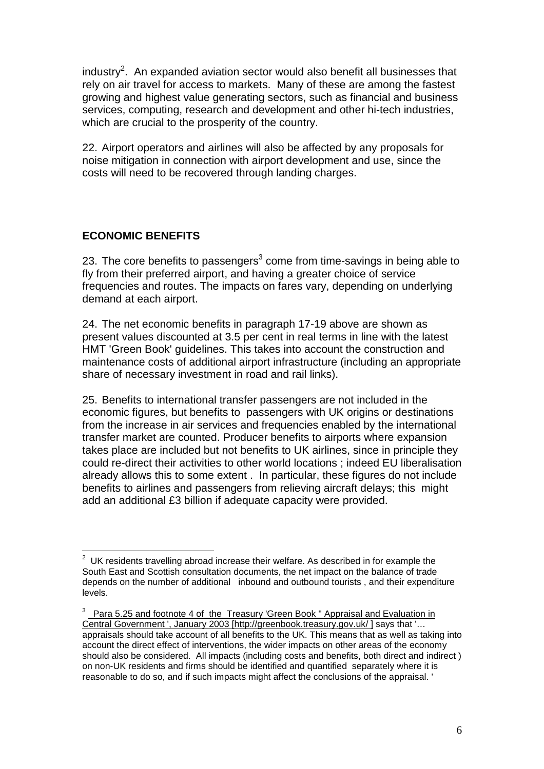industry[2]. An expanded aviation sector would also benefit all businesses that rely on air travel for access to markets. Many of these are among the fastest growing and highest value generating sectors, such as financial and business services, computing, research and development and other hi-tech industries, which are crucial to the prosperity of the country.

22. Airport operators and airlines will also be affected by any proposals for noise mitigation in connection with airport development and use, since the costs will need to be recovered through landing charges.

## ECONOMIC BENEFITS

23. The core benefits to passengers[3] come from time-savings in being able to fly from their preferred airport, and having a greater choice of service frequencies and routes. The impacts on fares vary, depending on underlying demand at each airport.

24. The net economic benefits in paragraph 17-19 above are shown as present values discounted at 3.5 per cent in real terms in line with the latest HMT 'Green Book' guidelines. This takes into account the construction and maintenance costs of additional airport infrastructure (including an appropriate share of necessary investment in road and rail links).

25. Benefits to international transfer passengers are not included in the economic figures, but benefits to passengers with UK origins or destinations from the increase in air services and frequencies enabled by the international transfer market are counted. Producer benefits to airports where expansion takes place are included but not benefits to UK airlines, since in principle they could re-direct their activities to other world locations ; indeed EU liberalisation already allows this to some extent . In particular, these figures do not include benefits to airlines and passengers from relieving aircraft delays; this might add an additional £3 billion if adequate capacity were provided.

---

[2] UK residents travelling abroad increase their welfare. As described in for example the South East and Scottish consultation documents, the net impact on the balance of trade depends on the number of additional inbound and outbound tourists , and their expenditure levels.

[3] Para 5.25 and footnote 4 of the Treasury 'Green Book " Appraisal and Evaluation in Central Government ', January 2003 [http://greenbook.treasury.gov.uk/ ] says that '… appraisals should take account of all benefits to the UK. This means that as well as taking into account the direct effect of interventions, the wider impacts on other areas of the economy should also be considered. All impacts (including costs and benefits, both direct and indirect ) on non-UK residents and firms should be identified and quantified separately where it is reasonable to do so, and if such impacts might affect the conclusions of the appraisal. '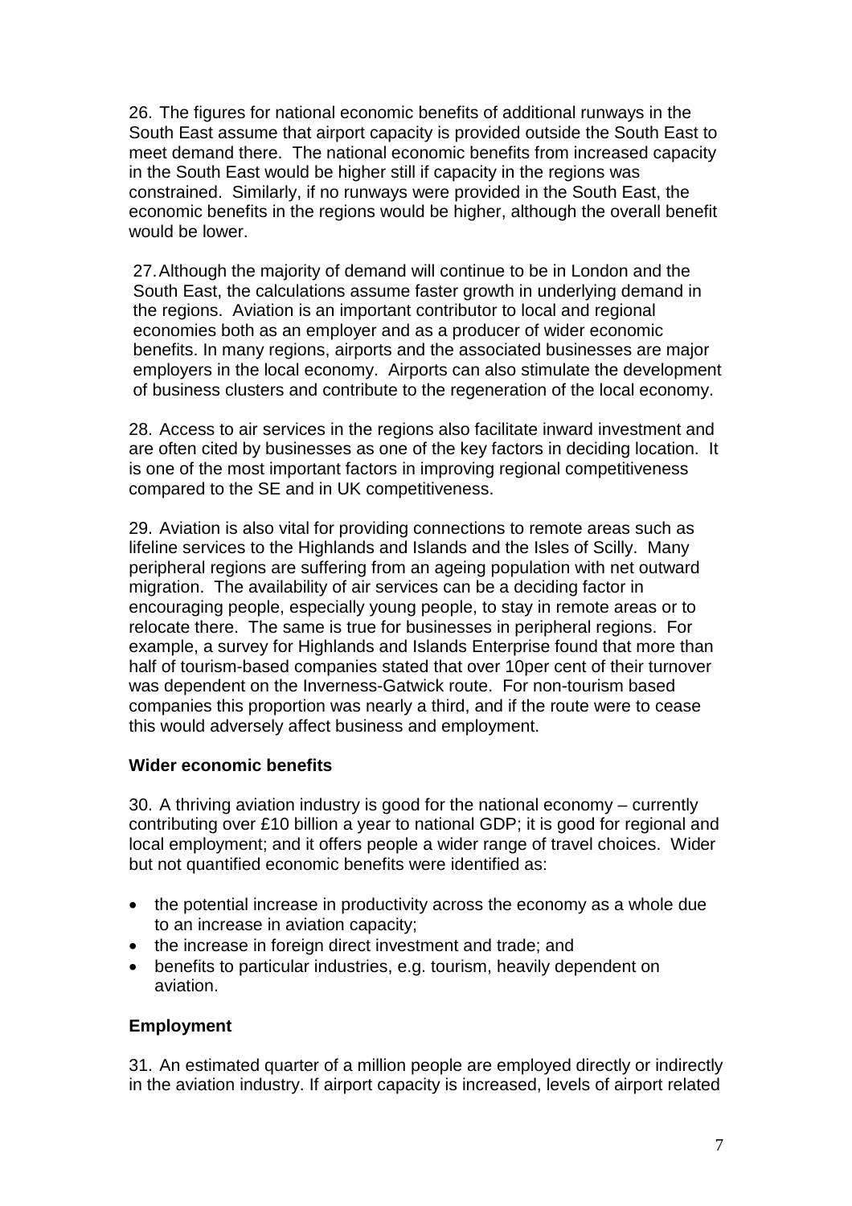26. The figures for national economic benefits of additional runways in the South East assume that airport capacity is provided outside the South East to meet demand there. The national economic benefits from increased capacity in the South East would be higher still if capacity in the regions was constrained. Similarly, if no runways were provided in the South East, the economic benefits in the regions would be higher, although the overall benefit would be lower.

27. Although the majority of demand will continue to be in London and the South East, the calculations assume faster growth in underlying demand in the regions. Aviation is an important contributor to local and regional economies both as an employer and as a producer of wider economic benefits. In many regions, airports and the associated businesses are major employers in the local economy. Airports can also stimulate the development of business clusters and contribute to the regeneration of the local economy.

28. Access to air services in the regions also facilitate inward investment and are often cited by businesses as one of the key factors in deciding location. It is one of the most important factors in improving regional competitiveness compared to the SE and in UK competitiveness.

29. Aviation is also vital for providing connections to remote areas such as lifeline services to the Highlands and Islands and the Isles of Scilly. Many peripheral regions are suffering from an ageing population with net outward migration. The availability of air services can be a deciding factor in encouraging people, especially young people, to stay in remote areas or to relocate there. The same is true for businesses in peripheral regions. For example, a survey for Highlands and Islands Enterprise found that more than half of tourism-based companies stated that over 10per cent of their turnover was dependent on the Inverness-Gatwick route. For non-tourism based companies this proportion was nearly a third, and if the route were to cease this would adversely affect business and employment.

**Wider economic benefits**

30. A thriving aviation industry is good for the national economy – currently contributing over £10 billion a year to national GDP; it is good for regional and local employment; and it offers people a wider range of travel choices. Wider but not quantified economic benefits were identified as:

- the potential increase in productivity across the economy as a whole due to an increase in aviation capacity;
- the increase in foreign direct investment and trade; and
- benefits to particular industries, e.g. tourism, heavily dependent on aviation.

**Employment**

31. An estimated quarter of a million people are employed directly or indirectly in the aviation industry. If airport capacity is increased, levels of airport related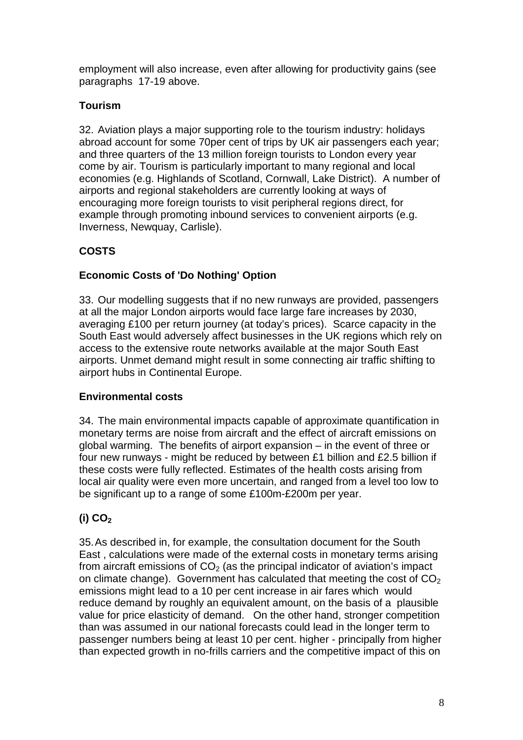employment will also increase, even after allowing for productivity gains (see paragraphs 17-19 above.

### Tourism

32. Aviation plays a major supporting role to the tourism industry: holidays abroad account for some 70per cent of trips by UK air passengers each year; and three quarters of the 13 million foreign tourists to London every year come by air. Tourism is particularly important to many regional and local economies (e.g. Highlands of Scotland, Cornwall, Lake District). A number of airports and regional stakeholders are currently looking at ways of encouraging more foreign tourists to visit peripheral regions direct, for example through promoting inbound services to convenient airports (e.g. Inverness, Newquay, Carlisle).

## COSTS

### Economic Costs of 'Do Nothing' Option

33. Our modelling suggests that if no new runways are provided, passengers at all the major London airports would face large fare increases by 2030, averaging £100 per return journey (at today's prices). Scarce capacity in the South East would adversely affect businesses in the UK regions which rely on access to the extensive route networks available at the major South East airports. Unmet demand might result in some connecting air traffic shifting to airport hubs in Continental Europe.

### Environmental costs

34. The main environmental impacts capable of approximate quantification in monetary terms are noise from aircraft and the effect of aircraft emissions on global warming. The benefits of airport expansion – in the event of three or four new runways - might be reduced by between £1 billion and £2.5 billion if these costs were fully reflected. Estimates of the health costs arising from local air quality were even more uncertain, and ranged from a level too low to be significant up to a range of some £100m-£200m per year.

### (i) $CO_2$

35. As described in, for example, the consultation document for the South East , calculations were made of the external costs in monetary terms arising from aircraft emissions of $CO_2$ (as the principal indicator of aviation's impact on climate change). Government has calculated that meeting the cost of $CO_2$ emissions might lead to a 10 per cent increase in air fares which would reduce demand by roughly an equivalent amount, on the basis of a plausible value for price elasticity of demand. On the other hand, stronger competition than was assumed in our national forecasts could lead in the longer term to passenger numbers being at least 10 per cent. higher - principally from higher than expected growth in no-frills carriers and the competitive impact of this on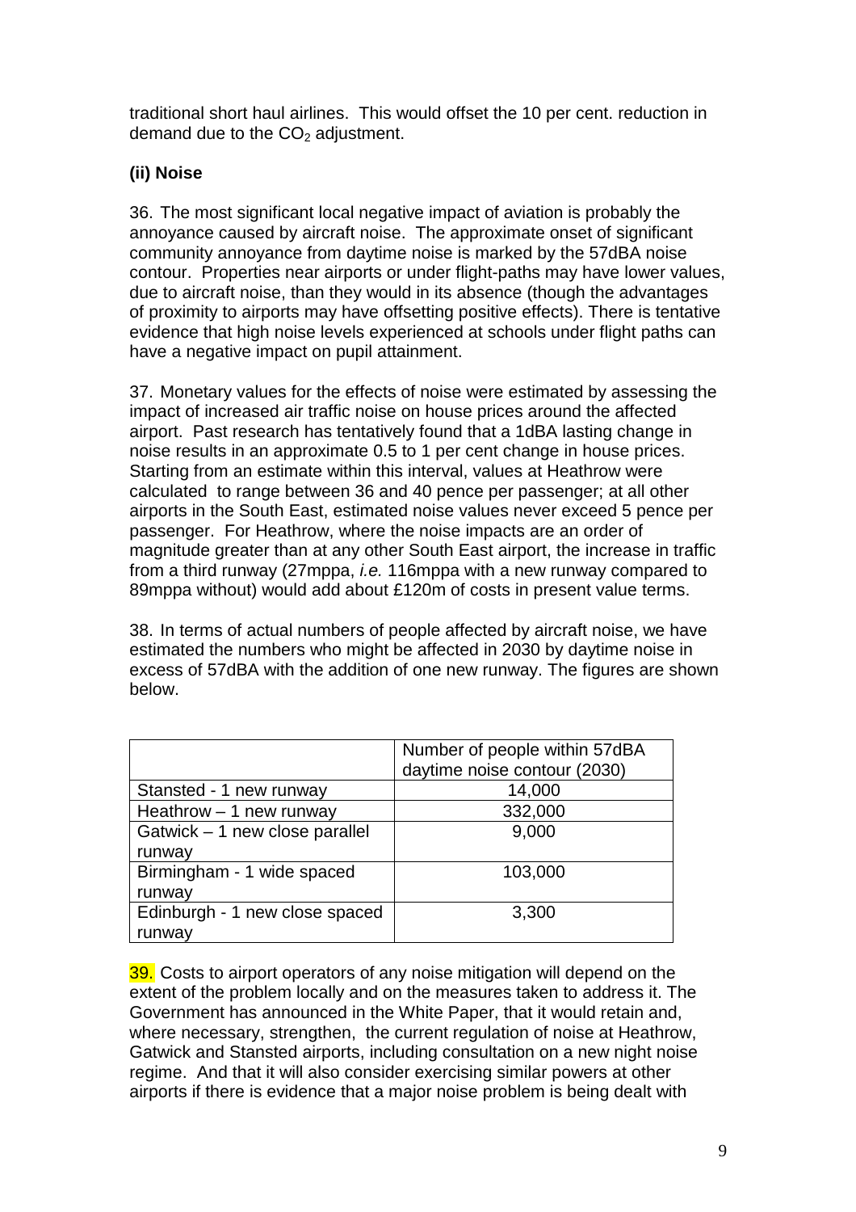traditional short haul airlines. This would offset the 10 per cent. reduction in demand due to the $CO_2$ adjustment.

**(ii) Noise**

36. The most significant local negative impact of aviation is probably the annoyance caused by aircraft noise. The approximate onset of significant community annoyance from daytime noise is marked by the 57dBA noise contour. Properties near airports or under flight-paths may have lower values, due to aircraft noise, than they would in its absence (though the advantages of proximity to airports may have offsetting positive effects). There is tentative evidence that high noise levels experienced at schools under flight paths can have a negative impact on pupil attainment.

37. Monetary values for the effects of noise were estimated by assessing the impact of increased air traffic noise on house prices around the affected airport. Past research has tentatively found that a 1dBA lasting change in noise results in an approximate 0.5 to 1 per cent change in house prices. Starting from an estimate within this interval, values at Heathrow were calculated to range between 36 and 40 pence per passenger; at all other airports in the South East, estimated noise values never exceed 5 pence per passenger. For Heathrow, where the noise impacts are an order of magnitude greater than at any other South East airport, the increase in traffic from a third runway (27mppa, *i.e.* 116mppa with a new runway compared to 89mppa without) would add about £120m of costs in present value terms.

38. In terms of actual numbers of people affected by aircraft noise, we have estimated the numbers who might be affected in 2030 by daytime noise in excess of 57dBA with the addition of one new runway. The figures are shown below.

| | Number of people within 57dBA daytime noise contour (2030) |
|---|---|
| Stansted - 1 new runway | 14,000 |
| Heathrow – 1 new runway | 332,000 |
| Gatwick – 1 new close parallel runway | 9,000 |
| Birmingham - 1 wide spaced runway | 103,000 |
| Edinburgh - 1 new close spaced runway | 3,300 |

39. Costs to airport operators of any noise mitigation will depend on the extent of the problem locally and on the measures taken to address it. The Government has announced in the White Paper, that it would retain and, where necessary, strengthen, the current regulation of noise at Heathrow, Gatwick and Stansted airports, including consultation on a new night noise regime. And that it will also consider exercising similar powers at other airports if there is evidence that a major noise problem is being dealt with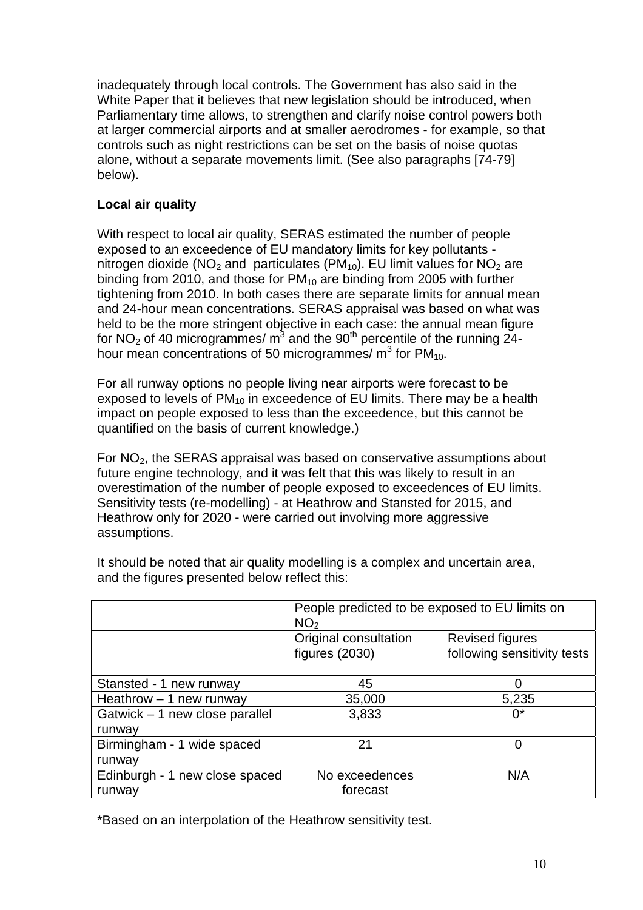inadequately through local controls. The Government has also said in the White Paper that it believes that new legislation should be introduced, when Parliamentary time allows, to strengthen and clarify noise control powers both at larger commercial airports and at smaller aerodromes - for example, so that controls such as night restrictions can be set on the basis of noise quotas alone, without a separate movements limit. (See also paragraphs [74-79] below).

**Local air quality**

With respect to local air quality, SERAS estimated the number of people exposed to an exceedence of EU mandatory limits for key pollutants - nitrogen dioxide ($NO_2$ and particulates ($PM_{10}$). EU limit values for $NO_2$ are binding from 2010, and those for $PM_{10}$ are binding from 2005 with further tightening from 2010. In both cases there are separate limits for annual mean and 24-hour mean concentrations. SERAS appraisal was based on what was held to be the more stringent objective in each case: the annual mean figure for $NO_2$ of 40 microgrammes/ $m^3$ and the $90^{th}$ percentile of the running 24-hour mean concentrations of 50 microgrammes/ $m^3$ for $PM_{10}$.

For all runway options no people living near airports were forecast to be exposed to levels of $PM_{10}$ in exceedence of EU limits. There may be a health impact on people exposed to less than the exceedence, but this cannot be quantified on the basis of current knowledge.)

For $NO_2$, the SERAS appraisal was based on conservative assumptions about future engine technology, and it was felt that this was likely to result in an overestimation of the number of people exposed to exceedences of EU limits. Sensitivity tests (re-modelling) - at Heathrow and Stansted for 2015, and Heathrow only for 2020 - were carried out involving more aggressive assumptions.

It should be noted that air quality modelling is a complex and uncertain area, and the figures presented below reflect this:

| | People predicted to be exposed to EU limits on $NO_2$ | |
|---|---|---|
| | Original consultation figures (2030) | Revised figures following sensitivity tests |
| Stansted - 1 new runway | 45 | 0 |
| Heathrow – 1 new runway | 35,000 | 5,235 |
| Gatwick – 1 new close parallel runway | 3,833 | 0* |
| Birmingham - 1 wide spaced runway | 21 | 0 |
| Edinburgh - 1 new close spaced runway | No exceedences forecast | N/A |

*Based on an interpolation of the Heathrow sensitivity test.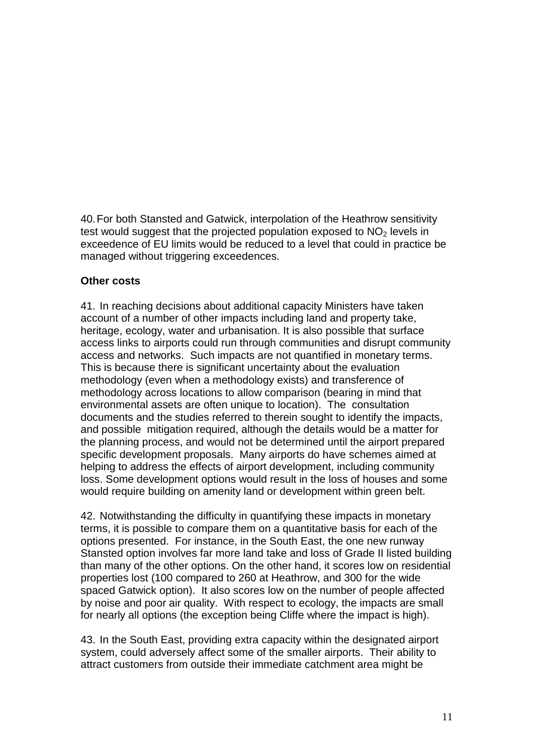40. For both Stansted and Gatwick, interpolation of the Heathrow sensitivity test would suggest that the projected population exposed to $NO_2$ levels in exceedence of EU limits would be reduced to a level that could in practice be managed without triggering exceedences.

**Other costs**

41. In reaching decisions about additional capacity Ministers have taken account of a number of other impacts including land and property take, heritage, ecology, water and urbanisation. It is also possible that surface access links to airports could run through communities and disrupt community access and networks. Such impacts are not quantified in monetary terms. This is because there is significant uncertainty about the evaluation methodology (even when a methodology exists) and transference of methodology across locations to allow comparison (bearing in mind that environmental assets are often unique to location). The consultation documents and the studies referred to therein sought to identify the impacts, and possible mitigation required, although the details would be a matter for the planning process, and would not be determined until the airport prepared specific development proposals. Many airports do have schemes aimed at helping to address the effects of airport development, including community loss. Some development options would result in the loss of houses and some would require building on amenity land or development within green belt.

42. Notwithstanding the difficulty in quantifying these impacts in monetary terms, it is possible to compare them on a quantitative basis for each of the options presented. For instance, in the South East, the one new runway Stansted option involves far more land take and loss of Grade II listed building than many of the other options. On the other hand, it scores low on residential properties lost (100 compared to 260 at Heathrow, and 300 for the wide spaced Gatwick option). It also scores low on the number of people affected by noise and poor air quality. With respect to ecology, the impacts are small for nearly all options (the exception being Cliffe where the impact is high).

43. In the South East, providing extra capacity within the designated airport system, could adversely affect some of the smaller airports. Their ability to attract customers from outside their immediate catchment area might be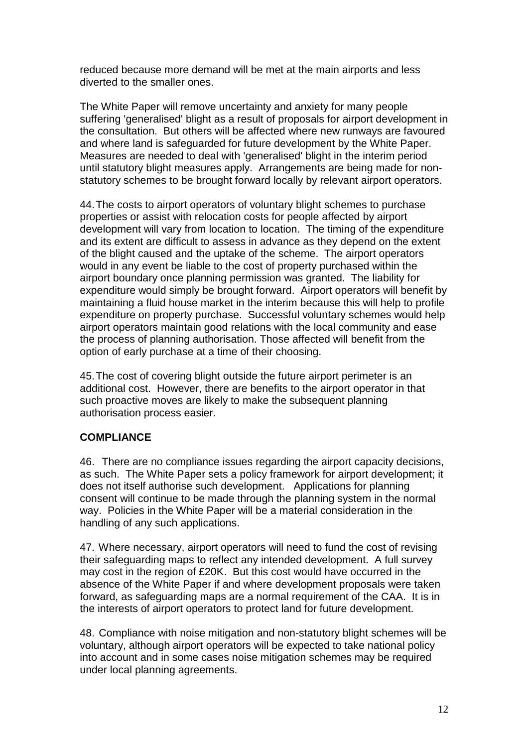reduced because more demand will be met at the main airports and less diverted to the smaller ones.

The White Paper will remove uncertainty and anxiety for many people suffering 'generalised' blight as a result of proposals for airport development in the consultation. But others will be affected where new runways are favoured and where land is safeguarded for future development by the White Paper. Measures are needed to deal with 'generalised' blight in the interim period until statutory blight measures apply. Arrangements are being made for non-statutory schemes to be brought forward locally by relevant airport operators.

44. The costs to airport operators of voluntary blight schemes to purchase properties or assist with relocation costs for people affected by airport development will vary from location to location. The timing of the expenditure and its extent are difficult to assess in advance as they depend on the extent of the blight caused and the uptake of the scheme. The airport operators would in any event be liable to the cost of property purchased within the airport boundary once planning permission was granted. The liability for expenditure would simply be brought forward. Airport operators will benefit by maintaining a fluid house market in the interim because this will help to profile expenditure on property purchase. Successful voluntary schemes would help airport operators maintain good relations with the local community and ease the process of planning authorisation. Those affected will benefit from the option of early purchase at a time of their choosing.

45. The cost of covering blight outside the future airport perimeter is an additional cost. However, there are benefits to the airport operator in that such proactive moves are likely to make the subsequent planning authorisation process easier.

**COMPLIANCE**

46. There are no compliance issues regarding the airport capacity decisions, as such. The White Paper sets a policy framework for airport development; it does not itself authorise such development. Applications for planning consent will continue to be made through the planning system in the normal way. Policies in the White Paper will be a material consideration in the handling of any such applications.

47. Where necessary, airport operators will need to fund the cost of revising their safeguarding maps to reflect any intended development. A full survey may cost in the region of £20K. But this cost would have occurred in the absence of the White Paper if and where development proposals were taken forward, as safeguarding maps are a normal requirement of the CAA. It is in the interests of airport operators to protect land for future development.

48. Compliance with noise mitigation and non-statutory blight schemes will be voluntary, although airport operators will be expected to take national policy into account and in some cases noise mitigation schemes may be required under local planning agreements.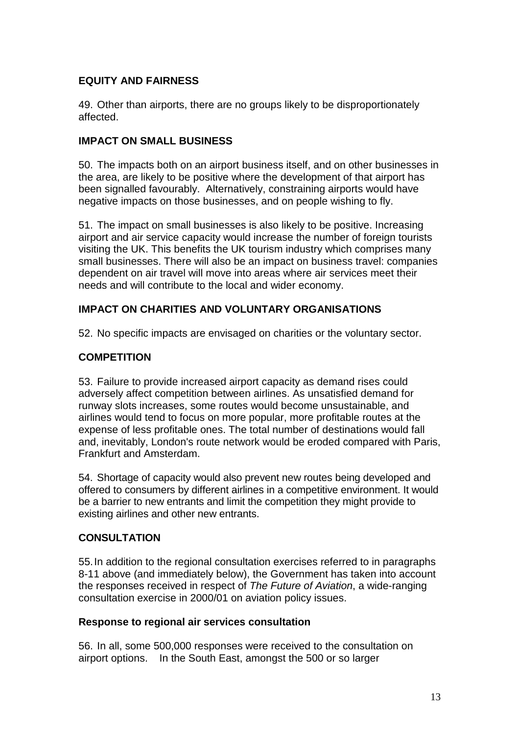## EQUITY AND FAIRNESS

49. Other than airports, there are no groups likely to be disproportionately affected.

## IMPACT ON SMALL BUSINESS

50. The impacts both on an airport business itself, and on other businesses in the area, are likely to be positive where the development of that airport has been signalled favourably. Alternatively, constraining airports would have negative impacts on those businesses, and on people wishing to fly.

51. The impact on small businesses is also likely to be positive. Increasing airport and air service capacity would increase the number of foreign tourists visiting the UK. This benefits the UK tourism industry which comprises many small businesses. There will also be an impact on business travel: companies dependent on air travel will move into areas where air services meet their needs and will contribute to the local and wider economy.

## IMPACT ON CHARITIES AND VOLUNTARY ORGANISATIONS

52. No specific impacts are envisaged on charities or the voluntary sector.

## COMPETITION

53. Failure to provide increased airport capacity as demand rises could adversely affect competition between airlines. As unsatisfied demand for runway slots increases, some routes would become unsustainable, and airlines would tend to focus on more popular, more profitable routes at the expense of less profitable ones. The total number of destinations would fall and, inevitably, London's route network would be eroded compared with Paris, Frankfurt and Amsterdam.

54. Shortage of capacity would also prevent new routes being developed and offered to consumers by different airlines in a competitive environment. It would be a barrier to new entrants and limit the competition they might provide to existing airlines and other new entrants.

## CONSULTATION

55. In addition to the regional consultation exercises referred to in paragraphs 8-11 above (and immediately below), the Government has taken into account the responses received in respect of *The Future of Aviation*, a wide-ranging consultation exercise in 2000/01 on aviation policy issues.

### Response to regional air services consultation

56. In all, some 500,000 responses were received to the consultation on airport options. In the South East, amongst the 500 or so larger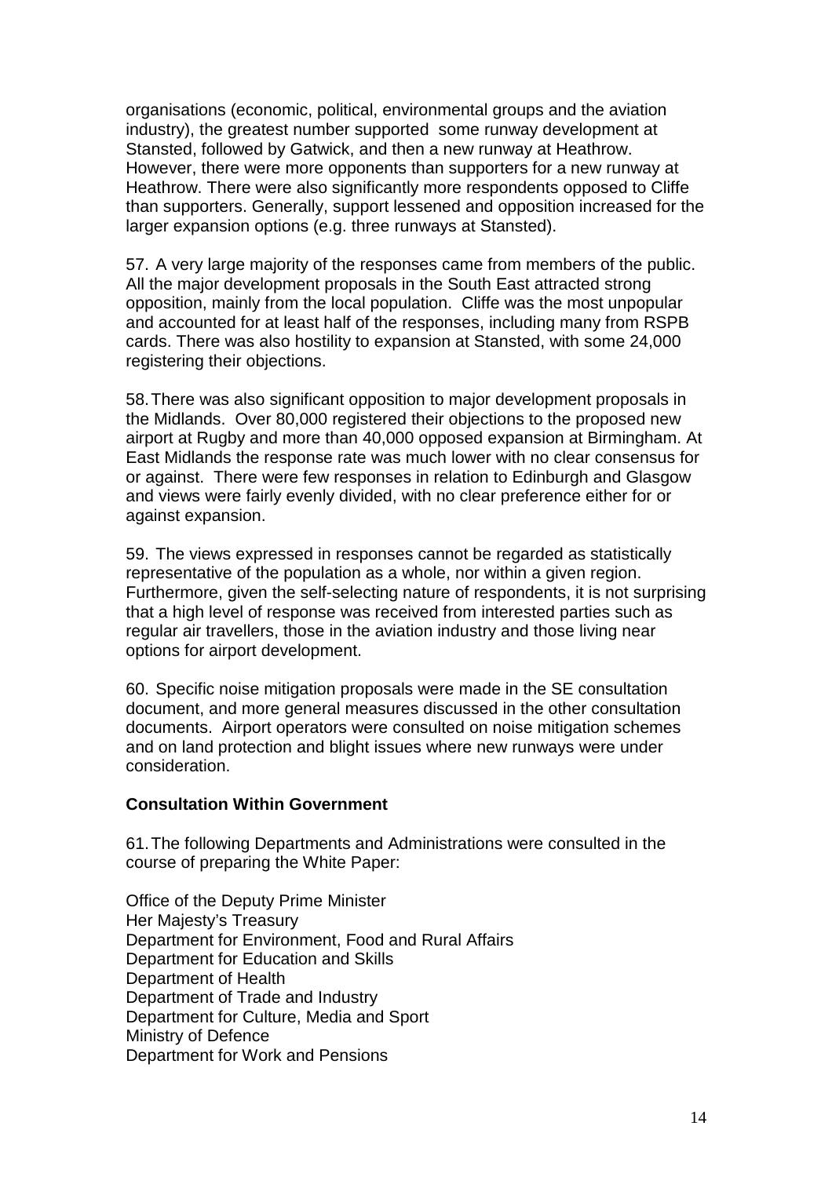organisations (economic, political, environmental groups and the aviation industry), the greatest number supported some runway development at Stansted, followed by Gatwick, and then a new runway at Heathrow. However, there were more opponents than supporters for a new runway at Heathrow. There were also significantly more respondents opposed to Cliffe than supporters. Generally, support lessened and opposition increased for the larger expansion options (e.g. three runways at Stansted).

57. A very large majority of the responses came from members of the public. All the major development proposals in the South East attracted strong opposition, mainly from the local population. Cliffe was the most unpopular and accounted for at least half of the responses, including many from RSPB cards. There was also hostility to expansion at Stansted, with some 24,000 registering their objections.

58. There was also significant opposition to major development proposals in the Midlands. Over 80,000 registered their objections to the proposed new airport at Rugby and more than 40,000 opposed expansion at Birmingham. At East Midlands the response rate was much lower with no clear consensus for or against. There were few responses in relation to Edinburgh and Glasgow and views were fairly evenly divided, with no clear preference either for or against expansion.

59. The views expressed in responses cannot be regarded as statistically representative of the population as a whole, nor within a given region. Furthermore, given the self-selecting nature of respondents, it is not surprising that a high level of response was received from interested parties such as regular air travellers, those in the aviation industry and those living near options for airport development.

60. Specific noise mitigation proposals were made in the SE consultation document, and more general measures discussed in the other consultation documents. Airport operators were consulted on noise mitigation schemes and on land protection and blight issues where new runways were under consideration.

**Consultation Within Government**

61. The following Departments and Administrations were consulted in the course of preparing the White Paper:

Office of the Deputy Prime Minister
Her Majesty's Treasury
Department for Environment, Food and Rural Affairs
Department for Education and Skills
Department of Health
Department of Trade and Industry
Department for Culture, Media and Sport
Ministry of Defence
Department for Work and Pensions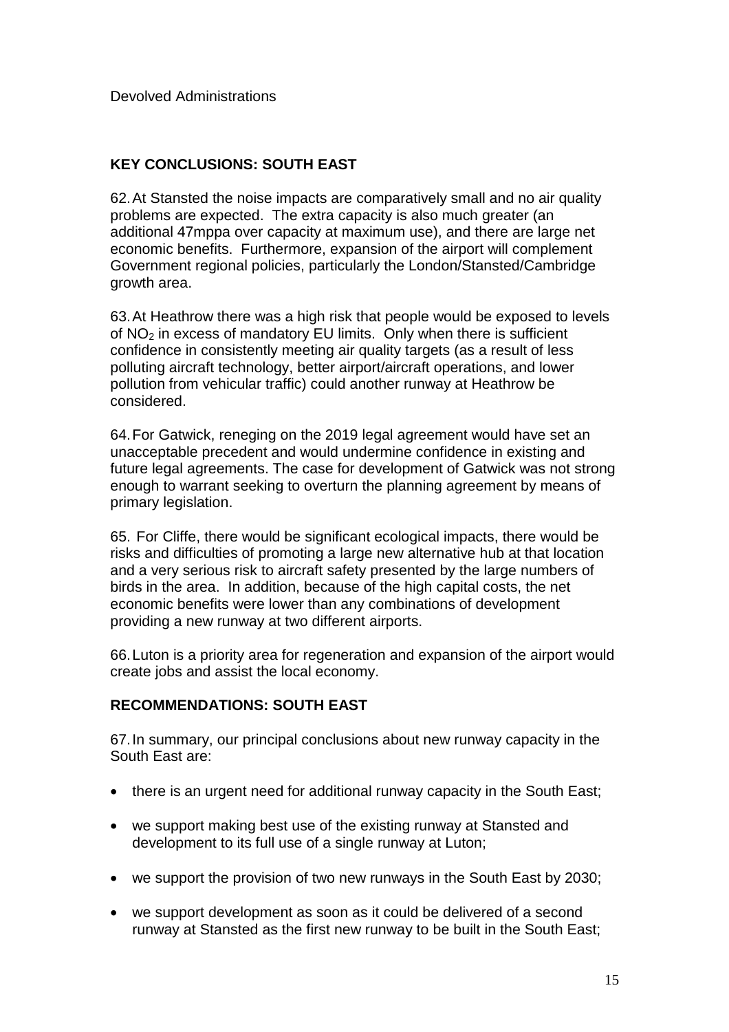Devolved Administrations

## KEY CONCLUSIONS: SOUTH EAST

62. At Stansted the noise impacts are comparatively small and no air quality problems are expected. The extra capacity is also much greater (an additional 47mppa over capacity at maximum use), and there are large net economic benefits. Furthermore, expansion of the airport will complement Government regional policies, particularly the London/Stansted/Cambridge growth area.

63. At Heathrow there was a high risk that people would be exposed to levels of $NO_2$ in excess of mandatory EU limits. Only when there is sufficient confidence in consistently meeting air quality targets (as a result of less polluting aircraft technology, better airport/aircraft operations, and lower pollution from vehicular traffic) could another runway at Heathrow be considered.

64. For Gatwick, reneging on the 2019 legal agreement would have set an unacceptable precedent and would undermine confidence in existing and future legal agreements. The case for development of Gatwick was not strong enough to warrant seeking to overturn the planning agreement by means of primary legislation.

65. For Cliffe, there would be significant ecological impacts, there would be risks and difficulties of promoting a large new alternative hub at that location and a very serious risk to aircraft safety presented by the large numbers of birds in the area. In addition, because of the high capital costs, the net economic benefits were lower than any combinations of development providing a new runway at two different airports.

66. Luton is a priority area for regeneration and expansion of the airport would create jobs and assist the local economy.

## RECOMMENDATIONS: SOUTH EAST

67. In summary, our principal conclusions about new runway capacity in the South East are:

- there is an urgent need for additional runway capacity in the South East;
- we support making best use of the existing runway at Stansted and development to its full use of a single runway at Luton;
- we support the provision of two new runways in the South East by 2030;
- we support development as soon as it could be delivered of a second runway at Stansted as the first new runway to be built in the South East;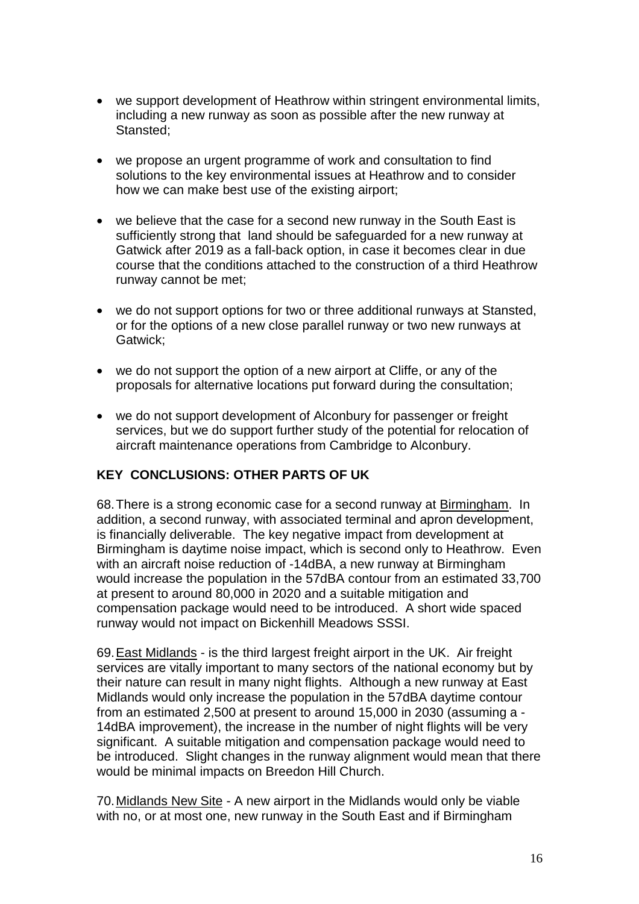- we support development of Heathrow within stringent environmental limits, including a new runway as soon as possible after the new runway at Stansted;

- we propose an urgent programme of work and consultation to find solutions to the key environmental issues at Heathrow and to consider how we can make best use of the existing airport;

- we believe that the case for a second new runway in the South East is sufficiently strong that land should be safeguarded for a new runway at Gatwick after 2019 as a fall-back option, in case it becomes clear in due course that the conditions attached to the construction of a third Heathrow runway cannot be met;

- we do not support options for two or three additional runways at Stansted, or for the options of a new close parallel runway or two new runways at Gatwick;

- we do not support the option of a new airport at Cliffe, or any of the proposals for alternative locations put forward during the consultation;

- we do not support development of Alconbury for passenger or freight services, but we do support further study of the potential for relocation of aircraft maintenance operations from Cambridge to Alconbury.

**KEY CONCLUSIONS: OTHER PARTS OF UK**

68. There is a strong economic case for a second runway at Birmingham. In addition, a second runway, with associated terminal and apron development, is financially deliverable. The key negative impact from development at Birmingham is daytime noise impact, which is second only to Heathrow. Even with an aircraft noise reduction of -14dBA, a new runway at Birmingham would increase the population in the 57dBA contour from an estimated 33,700 at present to around 80,000 in 2020 and a suitable mitigation and compensation package would need to be introduced. A short wide spaced runway would not impact on Bickenhill Meadows SSSI.

69. East Midlands - is the third largest freight airport in the UK. Air freight services are vitally important to many sectors of the national economy but by their nature can result in many night flights. Although a new runway at East Midlands would only increase the population in the 57dBA daytime contour from an estimated 2,500 at present to around 15,000 in 2030 (assuming a -14dBA improvement), the increase in the number of night flights will be very significant. A suitable mitigation and compensation package would need to be introduced. Slight changes in the runway alignment would mean that there would be minimal impacts on Breedon Hill Church.

70. Midlands New Site - A new airport in the Midlands would only be viable with no, or at most one, new runway in the South East and if Birmingham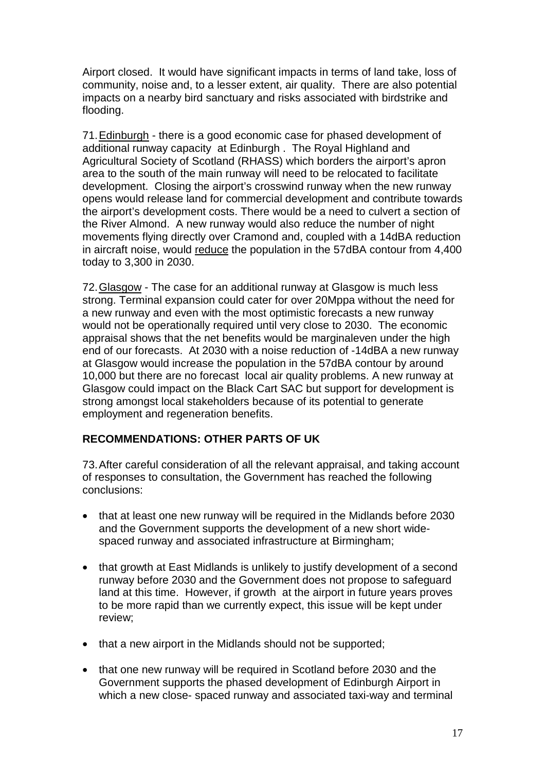Airport closed. It would have significant impacts in terms of land take, loss of community, noise and, to a lesser extent, air quality. There are also potential impacts on a nearby bird sanctuary and risks associated with birdstrike and flooding.

71. Edinburgh - there is a good economic case for phased development of additional runway capacity at Edinburgh . The Royal Highland and Agricultural Society of Scotland (RHASS) which borders the airport's apron area to the south of the main runway will need to be relocated to facilitate development. Closing the airport's crosswind runway when the new runway opens would release land for commercial development and contribute towards the airport's development costs. There would be a need to culvert a section of the River Almond. A new runway would also reduce the number of night movements flying directly over Cramond and, coupled with a 14dBA reduction in aircraft noise, would reduce the population in the 57dBA contour from 4,400 today to 3,300 in 2030.

72. Glasgow - The case for an additional runway at Glasgow is much less strong. Terminal expansion could cater for over 20Mppa without the need for a new runway and even with the most optimistic forecasts a new runway would not be operationally required until very close to 2030. The economic appraisal shows that the net benefits would be marginaleven under the high end of our forecasts. At 2030 with a noise reduction of -14dBA a new runway at Glasgow would increase the population in the 57dBA contour by around 10,000 but there are no forecast local air quality problems. A new runway at Glasgow could impact on the Black Cart SAC but support for development is strong amongst local stakeholders because of its potential to generate employment and regeneration benefits.

**RECOMMENDATIONS: OTHER PARTS OF UK**

73. After careful consideration of all the relevant appraisal, and taking account of responses to consultation, the Government has reached the following conclusions:

- that at least one new runway will be required in the Midlands before 2030 and the Government supports the development of a new short wide-spaced runway and associated infrastructure at Birmingham;
- that growth at East Midlands is unlikely to justify development of a second runway before 2030 and the Government does not propose to safeguard land at this time. However, if growth at the airport in future years proves to be more rapid than we currently expect, this issue will be kept under review;
- that a new airport in the Midlands should not be supported;
- that one new runway will be required in Scotland before 2030 and the Government supports the phased development of Edinburgh Airport in which a new close- spaced runway and associated taxi-way and terminal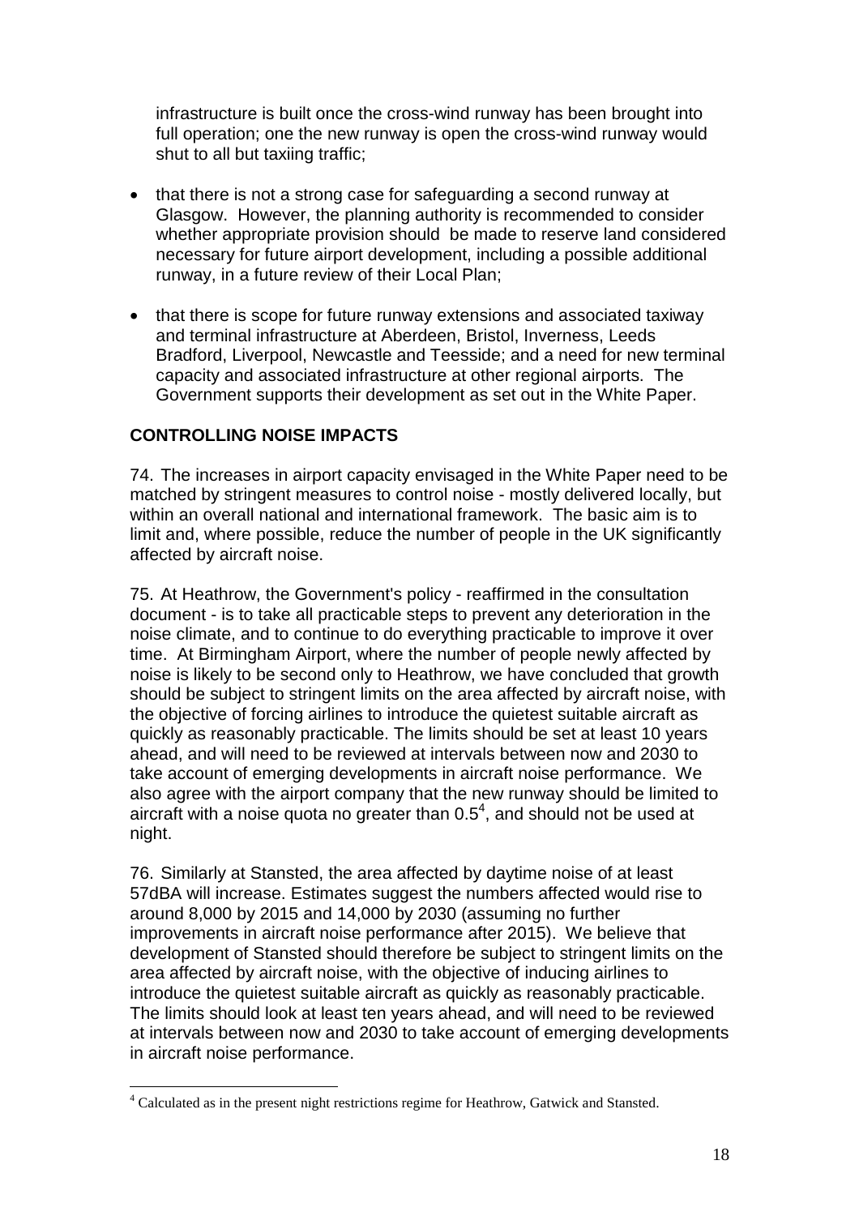infrastructure is built once the cross-wind runway has been brought into full operation; one the new runway is open the cross-wind runway would shut to all but taxiing traffic;

- that there is not a strong case for safeguarding a second runway at Glasgow. However, the planning authority is recommended to consider whether appropriate provision should be made to reserve land considered necessary for future airport development, including a possible additional runway, in a future review of their Local Plan;
- that there is scope for future runway extensions and associated taxiway and terminal infrastructure at Aberdeen, Bristol, Inverness, Leeds Bradford, Liverpool, Newcastle and Teesside; and a need for new terminal capacity and associated infrastructure at other regional airports. The Government supports their development as set out in the White Paper.

## CONTROLLING NOISE IMPACTS

74. The increases in airport capacity envisaged in the White Paper need to be matched by stringent measures to control noise - mostly delivered locally, but within an overall national and international framework. The basic aim is to limit and, where possible, reduce the number of people in the UK significantly affected by aircraft noise.

75. At Heathrow, the Government's policy - reaffirmed in the consultation document - is to take all practicable steps to prevent any deterioration in the noise climate, and to continue to do everything practicable to improve it over time. At Birmingham Airport, where the number of people newly affected by noise is likely to be second only to Heathrow, we have concluded that growth should be subject to stringent limits on the area affected by aircraft noise, with the objective of forcing airlines to introduce the quietest suitable aircraft as quickly as reasonably practicable. The limits should be set at least 10 years ahead, and will need to be reviewed at intervals between now and 2030 to take account of emerging developments in aircraft noise performance. We also agree with the airport company that the new runway should be limited to aircraft with a noise quota no greater than 0.5[4], and should not be used at night.

76. Similarly at Stansted, the area affected by daytime noise of at least 57dBA will increase. Estimates suggest the numbers affected would rise to around 8,000 by 2015 and 14,000 by 2030 (assuming no further improvements in aircraft noise performance after 2015). We believe that development of Stansted should therefore be subject to stringent limits on the area affected by aircraft noise, with the objective of inducing airlines to introduce the quietest suitable aircraft as quickly as reasonably practicable. The limits should look at least ten years ahead, and will need to be reviewed at intervals between now and 2030 to take account of emerging developments in aircraft noise performance.

[4] Calculated as in the present night restrictions regime for Heathrow, Gatwick and Stansted.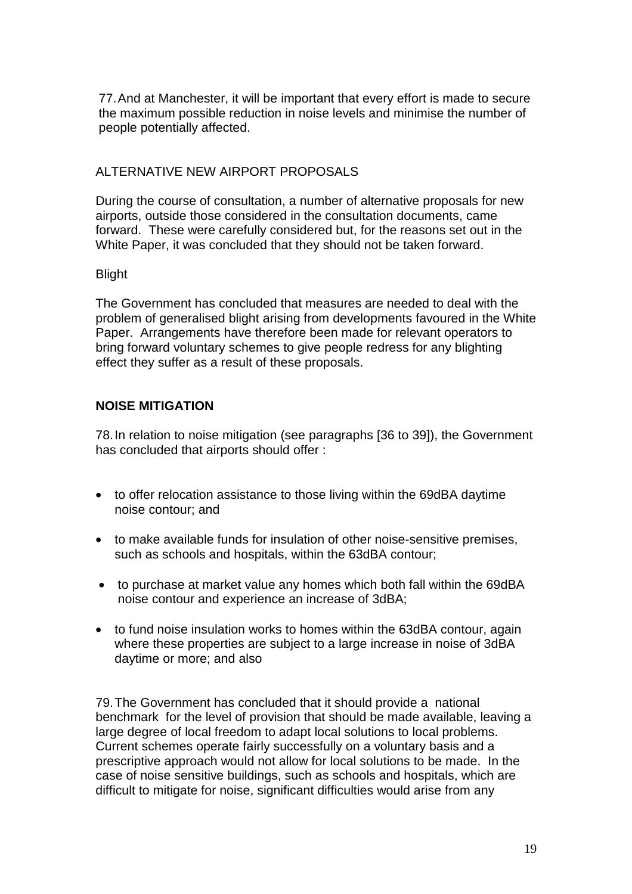77. And at Manchester, it will be important that every effort is made to secure the maximum possible reduction in noise levels and minimise the number of people potentially affected.

ALTERNATIVE NEW AIRPORT PROPOSALS

During the course of consultation, a number of alternative proposals for new airports, outside those considered in the consultation documents, came forward. These were carefully considered but, for the reasons set out in the White Paper, it was concluded that they should not be taken forward.

Blight

The Government has concluded that measures are needed to deal with the problem of generalised blight arising from developments favoured in the White Paper. Arrangements have therefore been made for relevant operators to bring forward voluntary schemes to give people redress for any blighting effect they suffer as a result of these proposals.

## NOISE MITIGATION

78. In relation to noise mitigation (see paragraphs [36 to 39]), the Government has concluded that airports should offer :

- to offer relocation assistance to those living within the 69dBA daytime noise contour; and
- to make available funds for insulation of other noise-sensitive premises, such as schools and hospitals, within the 63dBA contour;
- to purchase at market value any homes which both fall within the 69dBA noise contour and experience an increase of 3dBA;
- to fund noise insulation works to homes within the 63dBA contour, again where these properties are subject to a large increase in noise of 3dBA daytime or more; and also

79. The Government has concluded that it should provide a national benchmark for the level of provision that should be made available, leaving a large degree of local freedom to adapt local solutions to local problems. Current schemes operate fairly successfully on a voluntary basis and a prescriptive approach would not allow for local solutions to be made. In the case of noise sensitive buildings, such as schools and hospitals, which are difficult to mitigate for noise, significant difficulties would arise from any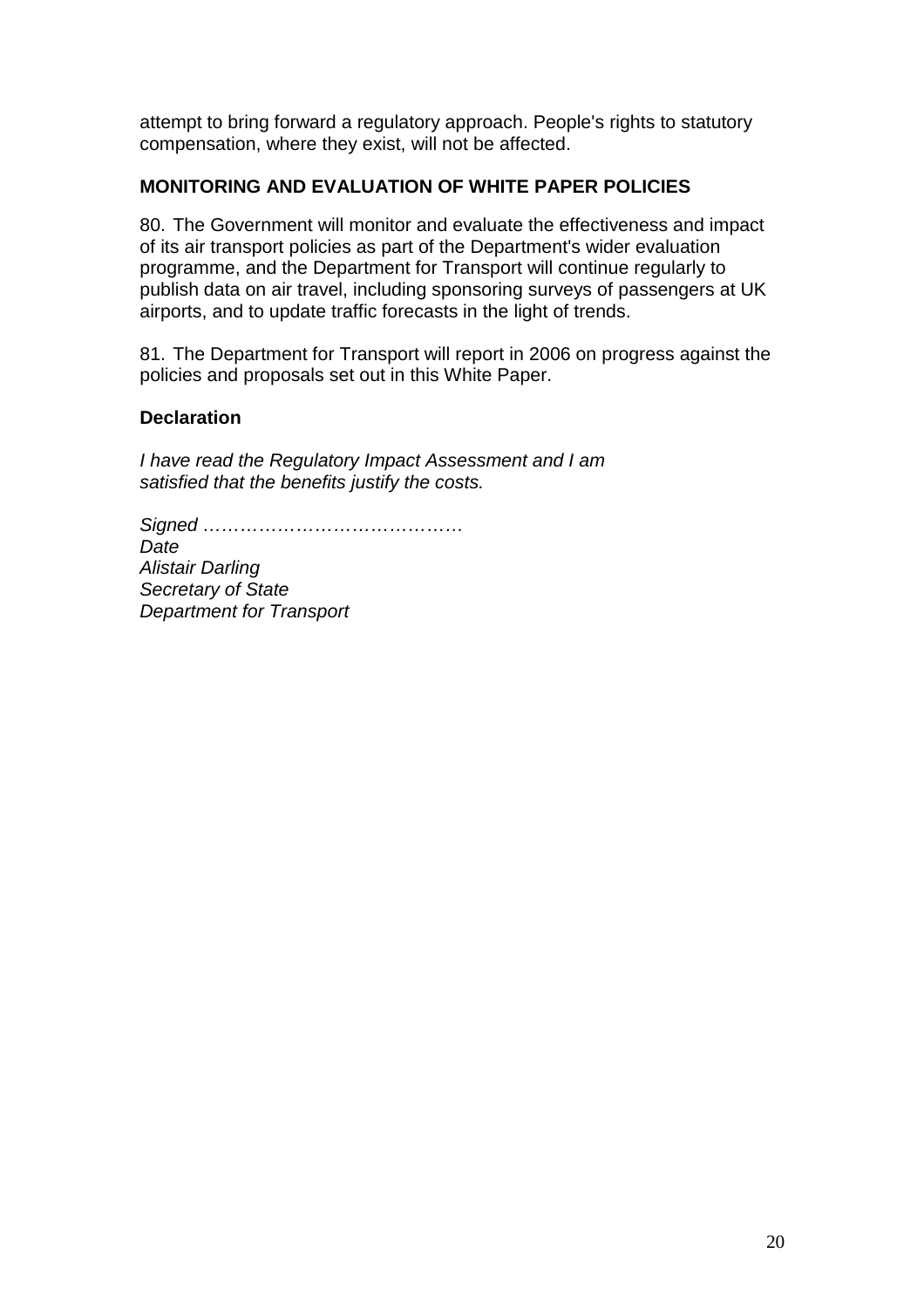attempt to bring forward a regulatory approach. People's rights to statutory compensation, where they exist, will not be affected.

## MONITORING AND EVALUATION OF WHITE PAPER POLICIES

80. The Government will monitor and evaluate the effectiveness and impact of its air transport policies as part of the Department's wider evaluation programme, and the Department for Transport will continue regularly to publish data on air travel, including sponsoring surveys of passengers at UK airports, and to update traffic forecasts in the light of trends.

81. The Department for Transport will report in 2006 on progress against the policies and proposals set out in this White Paper.

### Declaration

*I have read the Regulatory Impact Assessment and I am satisfied that the benefits justify the costs.*

*Signed ……………………………………*
*Date*
*Alistair Darling*
*Secretary of State*
*Department for Transport*